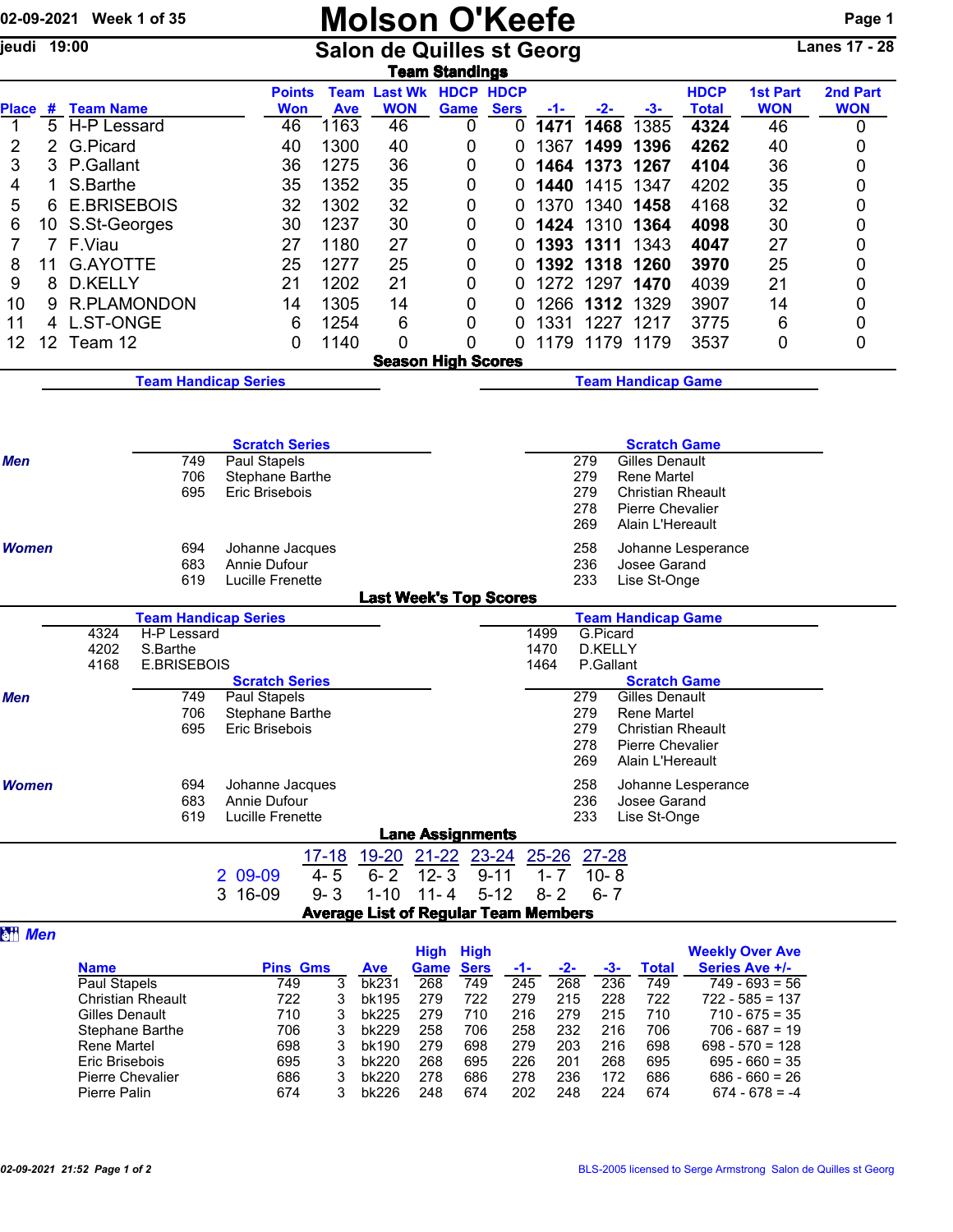02-09-2021 Week 1 of 35

# Molson O'Keefe

jeudi 19:00

## Salon de Quilles st Georg

Lanes 17 - 28

### Team Standings

| Place | # | Team Name | Points Won | Team Ave | Last Wk WON | HDCP Game | HDCP Sers | -1- | -2- | -3- | HDCP Total | 1st Part WON | 2nd Part WON |
|---|---|---|---|---|---|---|---|---|---|---|---|---|---|
| 1 | 5 | H-P Lessard | 46 | 1163 | 46 | 0 | 0 | **1471** | **1468** | 1385 | **4324** | 46 | 0 |
| 2 | 2 | G.Picard | 40 | 1300 | 40 | 0 | 0 | 1367 | **1499** | **1396** | **4262** | 40 | 0 |
| 3 | 3 | P.Gallant | 36 | 1275 | 36 | 0 | 0 | **1464** | **1373** | **1267** | **4104** | 36 | 0 |
| 4 | 1 | S.Barthe | 35 | 1352 | 35 | 0 | 0 | **1440** | 1415 | 1347 | 4202 | 35 | 0 |
| 5 | 6 | E.BRISEBOIS | 32 | 1302 | 32 | 0 | 0 | 1370 | 1340 | **1458** | 4168 | 32 | 0 |
| 6 | 10 | S.St-Georges | 30 | 1237 | 30 | 0 | 0 | **1424** | 1310 | **1364** | **4098** | 30 | 0 |
| 7 | 7 | F.Viau | 27 | 1180 | 27 | 0 | 0 | **1393** | **1311** | 1343 | **4047** | 27 | 0 |
| 8 | 11 | G.AYOTTE | 25 | 1277 | 25 | 0 | 0 | **1392** | **1318** | **1260** | **3970** | 25 | 0 |
| 9 | 8 | D.KELLY | 21 | 1202 | 21 | 0 | 0 | 1272 | 1297 | **1470** | 4039 | 21 | 0 |
| 10 | 9 | R.PLAMONDON | 14 | 1305 | 14 | 0 | 0 | 1266 | **1312** | 1329 | 3907 | 14 | 0 |
| 11 | 4 | L.ST-ONGE | 6 | 1254 | 6 | 0 | 0 | 1331 | 1227 | 1217 | 3775 | 6 | 0 |
| 12 | 12 | Team 12 | 0 | 1140 | 0 | 0 | 0 | 1179 | 1179 | 1179 | 3537 | 0 | 0 |

### Season High Scores

**Team Handicap Series**

**Team Handicap Game**

**Scratch Series**

| | | |
|---|---|---|
| *Men* | 749 | Paul Stapels |
| | 706 | Stephane Barthe |
| | 695 | Eric Brisebois |
| *Women* | 694 | Johanne Jacques |
| | 683 | Annie Dufour |
| | 619 | Lucille Frenette |

**Scratch Game**

| | | |
|---|---|---|
| *Men* | 279 | Gilles Denault |
| | 279 | Rene Martel |
| | 279 | Christian Rheault |
| | 278 | Pierre Chevalier |
| | 269 | Alain L'Hereault |
| *Women* | 258 | Johanne Lesperance |
| | 236 | Josee Garand |
| | 233 | Lise St-Onge |

### Last Week's Top Scores

**Team Handicap Series**

| | |
|---|---|
| 4324 | H-P Lessard |
| 4202 | S.Barthe |
| 4168 | E.BRISEBOIS |

**Team Handicap Game**

| | |
|---|---|
| 1499 | G.Picard |
| 1470 | D.KELLY |
| 1464 | P.Gallant |

**Scratch Series**

| | | |
|---|---|---|
| *Men* | 749 | Paul Stapels |
| | 706 | Stephane Barthe |
| | 695 | Eric Brisebois |
| *Women* | 694 | Johanne Jacques |
| | 683 | Annie Dufour |
| | 619 | Lucille Frenette |

**Scratch Game**

| | | |
|---|---|---|
| *Men* | 279 | Gilles Denault |
| | 279 | Rene Martel |
| | 279 | Christian Rheault |
| | 278 | Pierre Chevalier |
| | 269 | Alain L'Hereault |
| *Women* | 258 | Johanne Lesperance |
| | 236 | Josee Garand |
| | 233 | Lise St-Onge |

### Lane Assignments

| | 17-18 | 19-20 | 21-22 | 23-24 | 25-26 | 27-28 |
|---|---|---|---|---|---|---|
| 2 09-09 | 4- 5 | 6- 2 | 12- 3 | 9-11 | 1- 7 | 10- 8 |
| 3 16-09 | 9- 3 | 1-10 | 11- 4 | 5-12 | 8- 2 | 6- 7 |

### Average List of Regular Team Members

*Men*

| Name | Pins | Gms | Ave | High Game | High Sers | -1- | -2- | -3- | Total | Weekly Over Ave Series Ave +/- |
|---|---|---|---|---|---|---|---|---|---|---|
| Paul Stapels | 749 | 3 | bk231 | 268 | 749 | 245 | 268 | 236 | 749 | 749 - 693 = 56 |
| Christian Rheault | 722 | 3 | bk195 | 279 | 722 | 279 | 215 | 228 | 722 | 722 - 585 = 137 |
| Gilles Denault | 710 | 3 | bk225 | 279 | 710 | 216 | 279 | 215 | 710 | 710 - 675 = 35 |
| Stephane Barthe | 706 | 3 | bk229 | 258 | 706 | 258 | 232 | 216 | 706 | 706 - 687 = 19 |
| Rene Martel | 698 | 3 | bk190 | 279 | 698 | 279 | 203 | 216 | 698 | 698 - 570 = 128 |
| Eric Brisebois | 695 | 3 | bk220 | 268 | 695 | 226 | 201 | 268 | 695 | 695 - 660 = 35 |
| Pierre Chevalier | 686 | 3 | bk220 | 278 | 686 | 278 | 236 | 172 | 686 | 686 - 660 = 26 |
| Pierre Palin | 674 | 3 | bk226 | 248 | 674 | 202 | 248 | 224 | 674 | 674 - 678 = -4 |

02-09-2021 21:52 Page 1 of 2 — BLS-2005 licensed to Serge Armstrong Salon de Quilles st Georg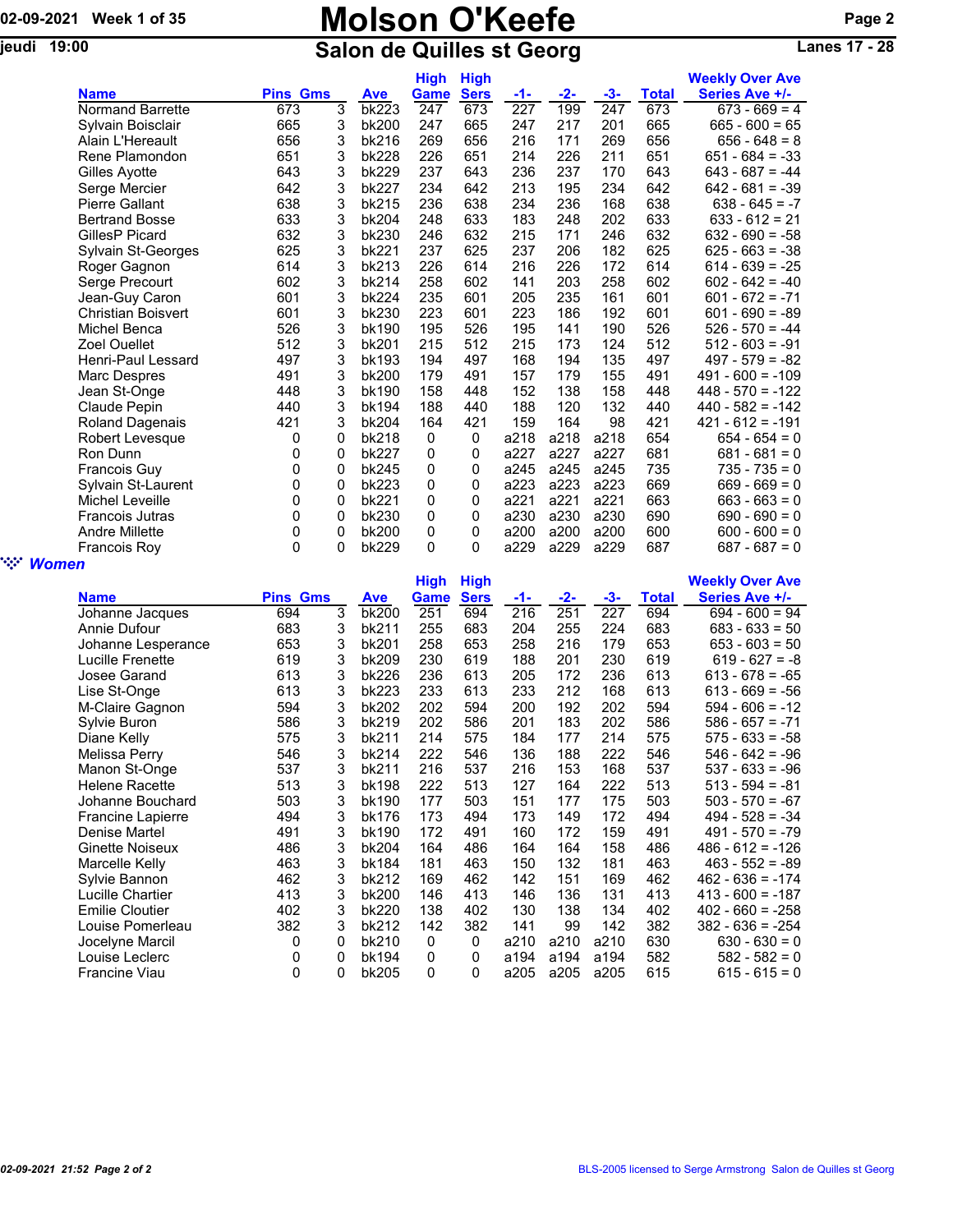# Molson O'Keefe

## Salon de Quilles st Georg

02-09-2021 Week 1 of 35

jeudi 19:00

Lanes 17 - 28

| Name | Pins | Gms | Ave | High Game | High Sers | -1- | -2- | -3- | Total | Weekly Over Ave Series Ave +/- |
|---|---|---|---|---|---|---|---|---|---|---|
| Normand Barrette | 673 | 3 | bk223 | 247 | 673 | 227 | 199 | 247 | 673 | 673 - 669 = 4 |
| Sylvain Boisclair | 665 | 3 | bk200 | 247 | 665 | 247 | 217 | 201 | 665 | 665 - 600 = 65 |
| Alain L'Hereault | 656 | 3 | bk216 | 269 | 656 | 216 | 171 | 269 | 656 | 656 - 648 = 8 |
| Rene Plamondon | 651 | 3 | bk228 | 226 | 651 | 214 | 226 | 211 | 651 | 651 - 684 = -33 |
| Gilles Ayotte | 643 | 3 | bk229 | 237 | 643 | 236 | 237 | 170 | 643 | 643 - 687 = -44 |
| Serge Mercier | 642 | 3 | bk227 | 234 | 642 | 213 | 195 | 234 | 642 | 642 - 681 = -39 |
| Pierre Gallant | 638 | 3 | bk215 | 236 | 638 | 234 | 236 | 168 | 638 | 638 - 645 = -7 |
| Bertrand Bosse | 633 | 3 | bk204 | 248 | 633 | 183 | 248 | 202 | 633 | 633 - 612 = 21 |
| GillesP Picard | 632 | 3 | bk230 | 246 | 632 | 215 | 171 | 246 | 632 | 632 - 690 = -58 |
| Sylvain St-Georges | 625 | 3 | bk221 | 237 | 625 | 237 | 206 | 182 | 625 | 625 - 663 = -38 |
| Roger Gagnon | 614 | 3 | bk213 | 226 | 614 | 216 | 226 | 172 | 614 | 614 - 639 = -25 |
| Serge Precourt | 602 | 3 | bk214 | 258 | 602 | 141 | 203 | 258 | 602 | 602 - 642 = -40 |
| Jean-Guy Caron | 601 | 3 | bk224 | 235 | 601 | 205 | 235 | 161 | 601 | 601 - 672 = -71 |
| Christian Boisvert | 601 | 3 | bk230 | 223 | 601 | 223 | 186 | 192 | 601 | 601 - 690 = -89 |
| Michel Benca | 526 | 3 | bk190 | 195 | 526 | 195 | 141 | 190 | 526 | 526 - 570 = -44 |
| Zoel Ouellet | 512 | 3 | bk201 | 215 | 512 | 215 | 173 | 124 | 512 | 512 - 603 = -91 |
| Henri-Paul Lessard | 497 | 3 | bk193 | 194 | 497 | 168 | 194 | 135 | 497 | 497 - 579 = -82 |
| Marc Despres | 491 | 3 | bk200 | 179 | 491 | 157 | 179 | 155 | 491 | 491 - 600 = -109 |
| Jean St-Onge | 448 | 3 | bk190 | 158 | 448 | 152 | 138 | 158 | 448 | 448 - 570 = -122 |
| Claude Pepin | 440 | 3 | bk194 | 188 | 440 | 188 | 120 | 132 | 440 | 440 - 582 = -142 |
| Roland Dagenais | 421 | 3 | bk204 | 164 | 421 | 159 | 164 | 98 | 421 | 421 - 612 = -191 |
| Robert Levesque | 0 | 0 | bk218 | 0 | 0 | a218 | a218 | a218 | 654 | 654 - 654 = 0 |
| Ron Dunn | 0 | 0 | bk227 | 0 | 0 | a227 | a227 | a227 | 681 | 681 - 681 = 0 |
| Francois Guy | 0 | 0 | bk245 | 0 | 0 | a245 | a245 | a245 | 735 | 735 - 735 = 0 |
| Sylvain St-Laurent | 0 | 0 | bk223 | 0 | 0 | a223 | a223 | a223 | 669 | 669 - 669 = 0 |
| Michel Leveille | 0 | 0 | bk221 | 0 | 0 | a221 | a221 | a221 | 663 | 663 - 663 = 0 |
| Francois Jutras | 0 | 0 | bk230 | 0 | 0 | a230 | a230 | a230 | 690 | 690 - 690 = 0 |
| Andre Millette | 0 | 0 | bk200 | 0 | 0 | a200 | a200 | a200 | 600 | 600 - 600 = 0 |
| Francois Roy | 0 | 0 | bk229 | 0 | 0 | a229 | a229 | a229 | 687 | 687 - 687 = 0 |

### *Women*

| Name | Pins | Gms | Ave | High Game | High Sers | -1- | -2- | -3- | Total | Weekly Over Ave Series Ave +/- |
|---|---|---|---|---|---|---|---|---|---|---|
| Johanne Jacques | 694 | 3 | bk200 | 251 | 694 | 216 | 251 | 227 | 694 | 694 - 600 = 94 |
| Annie Dufour | 683 | 3 | bk211 | 255 | 683 | 204 | 255 | 224 | 683 | 683 - 633 = 50 |
| Johanne Lesperance | 653 | 3 | bk201 | 258 | 653 | 258 | 216 | 179 | 653 | 653 - 603 = 50 |
| Lucille Frenette | 619 | 3 | bk209 | 230 | 619 | 188 | 201 | 230 | 619 | 619 - 627 = -8 |
| Josee Garand | 613 | 3 | bk226 | 236 | 613 | 205 | 172 | 236 | 613 | 613 - 678 = -65 |
| Lise St-Onge | 613 | 3 | bk223 | 233 | 613 | 233 | 212 | 168 | 613 | 613 - 669 = -56 |
| M-Claire Gagnon | 594 | 3 | bk202 | 202 | 594 | 200 | 192 | 202 | 594 | 594 - 606 = -12 |
| Sylvie Buron | 586 | 3 | bk219 | 202 | 586 | 201 | 183 | 202 | 586 | 586 - 657 = -71 |
| Diane Kelly | 575 | 3 | bk211 | 214 | 575 | 184 | 177 | 214 | 575 | 575 - 633 = -58 |
| Melissa Perry | 546 | 3 | bk214 | 222 | 546 | 136 | 188 | 222 | 546 | 546 - 642 = -96 |
| Manon St-Onge | 537 | 3 | bk211 | 216 | 537 | 216 | 153 | 168 | 537 | 537 - 633 = -96 |
| Helene Racette | 513 | 3 | bk198 | 222 | 513 | 127 | 164 | 222 | 513 | 513 - 594 = -81 |
| Johanne Bouchard | 503 | 3 | bk190 | 177 | 503 | 151 | 177 | 175 | 503 | 503 - 570 = -67 |
| Francine Lapierre | 494 | 3 | bk176 | 173 | 494 | 173 | 149 | 172 | 494 | 494 - 528 = -34 |
| Denise Martel | 491 | 3 | bk190 | 172 | 491 | 160 | 172 | 159 | 491 | 491 - 570 = -79 |
| Ginette Noiseux | 486 | 3 | bk204 | 164 | 486 | 164 | 164 | 158 | 486 | 486 - 612 = -126 |
| Marcelle Kelly | 463 | 3 | bk184 | 181 | 463 | 150 | 132 | 181 | 463 | 463 - 552 = -89 |
| Sylvie Bannon | 462 | 3 | bk212 | 169 | 462 | 142 | 151 | 169 | 462 | 462 - 636 = -174 |
| Lucille Chartier | 413 | 3 | bk200 | 146 | 413 | 146 | 136 | 131 | 413 | 413 - 600 = -187 |
| Emilie Cloutier | 402 | 3 | bk220 | 138 | 402 | 130 | 138 | 134 | 402 | 402 - 660 = -258 |
| Louise Pomerleau | 382 | 3 | bk212 | 142 | 382 | 141 | 99 | 142 | 382 | 382 - 636 = -254 |
| Jocelyne Marcil | 0 | 0 | bk210 | 0 | 0 | a210 | a210 | a210 | 630 | 630 - 630 = 0 |
| Louise Leclerc | 0 | 0 | bk194 | 0 | 0 | a194 | a194 | a194 | 582 | 582 - 582 = 0 |
| Francine Viau | 0 | 0 | bk205 | 0 | 0 | a205 | a205 | a205 | 615 | 615 - 615 = 0 |

02-09-2021 21:52

BLS-2005 licensed to Serge Armstrong Salon de Quilles st Georg